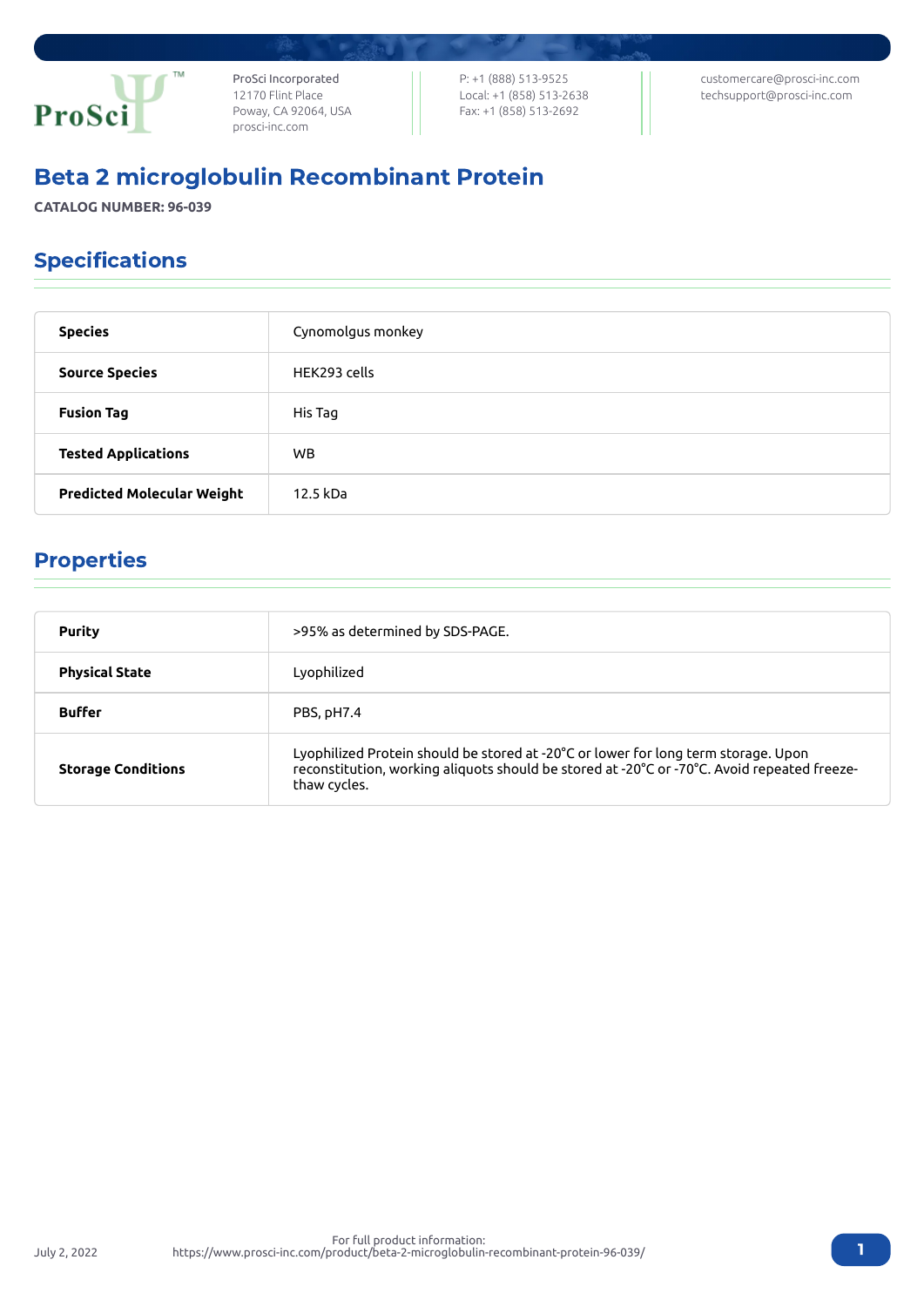ProSci Incorporated
12170 Flint Place
Poway, CA 92064, USA
prosci-inc.com

P: +1 (888) 513-9525
Local: +1 (858) 513-2638
Fax: +1 (858) 513-2692

customercare@prosci-inc.com
techsupport@prosci-inc.com

# Beta 2 microglobulin Recombinant Protein

**CATALOG NUMBER: 96-039**

## Specifications

| | |
|---|---|
| **Species** | Cynomolgus monkey |
| **Source Species** | HEK293 cells |
| **Fusion Tag** | His Tag |
| **Tested Applications** | WB |
| **Predicted Molecular Weight** | 12.5 kDa |

## Properties

| | |
|---|---|
| **Purity** | >95% as determined by SDS-PAGE. |
| **Physical State** | Lyophilized |
| **Buffer** | PBS, pH7.4 |
| **Storage Conditions** | Lyophilized Protein should be stored at -20°C or lower for long term storage. Upon reconstitution, working aliquots should be stored at -20°C or -70°C. Avoid repeated freeze-thaw cycles. |

July 2, 2022

For full product information:
https://www.prosci-inc.com/product/beta-2-microglobulin-recombinant-protein-96-039/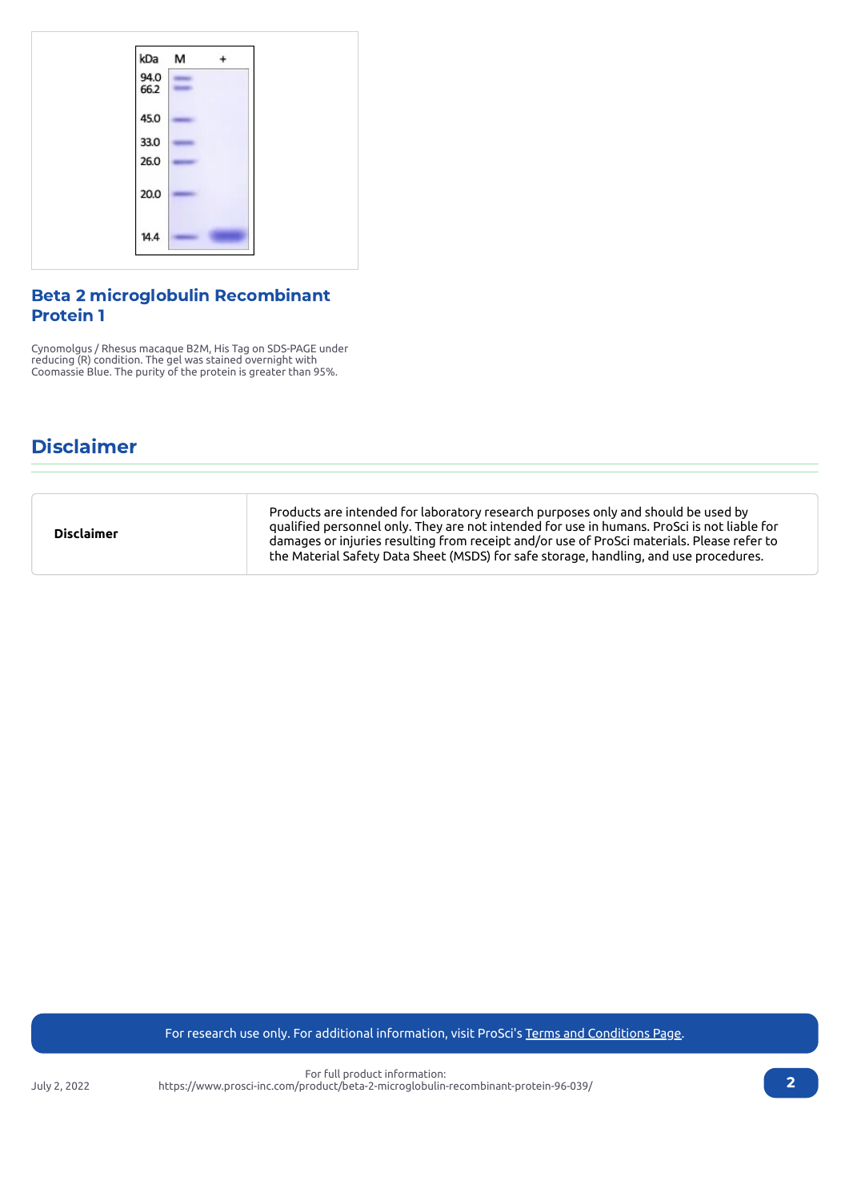kDa M +

94.0
66.2
45.0
33.0
26.0
20.0
14.4

### Beta 2 microglobulin Recombinant Protein 1

Cynomolgus / Rhesus macaque B2M, His Tag on SDS-PAGE under reducing (R) condition. The gel was stained overnight with Coomassie Blue. The purity of the protein is greater than 95%.

## Disclaimer

| | |
|---|---|
| **Disclaimer** | Products are intended for laboratory research purposes only and should be used by qualified personnel only. They are not intended for use in humans. ProSci is not liable for damages or injuries resulting from receipt and/or use of ProSci materials. Please refer to the Material Safety Data Sheet (MSDS) for safe storage, handling, and use procedures. |

For research use only. For additional information, visit ProSci's Terms and Conditions Page.

July 2, 2022

For full product information:
https://www.prosci-inc.com/product/beta-2-microglobulin-recombinant-protein-96-039/